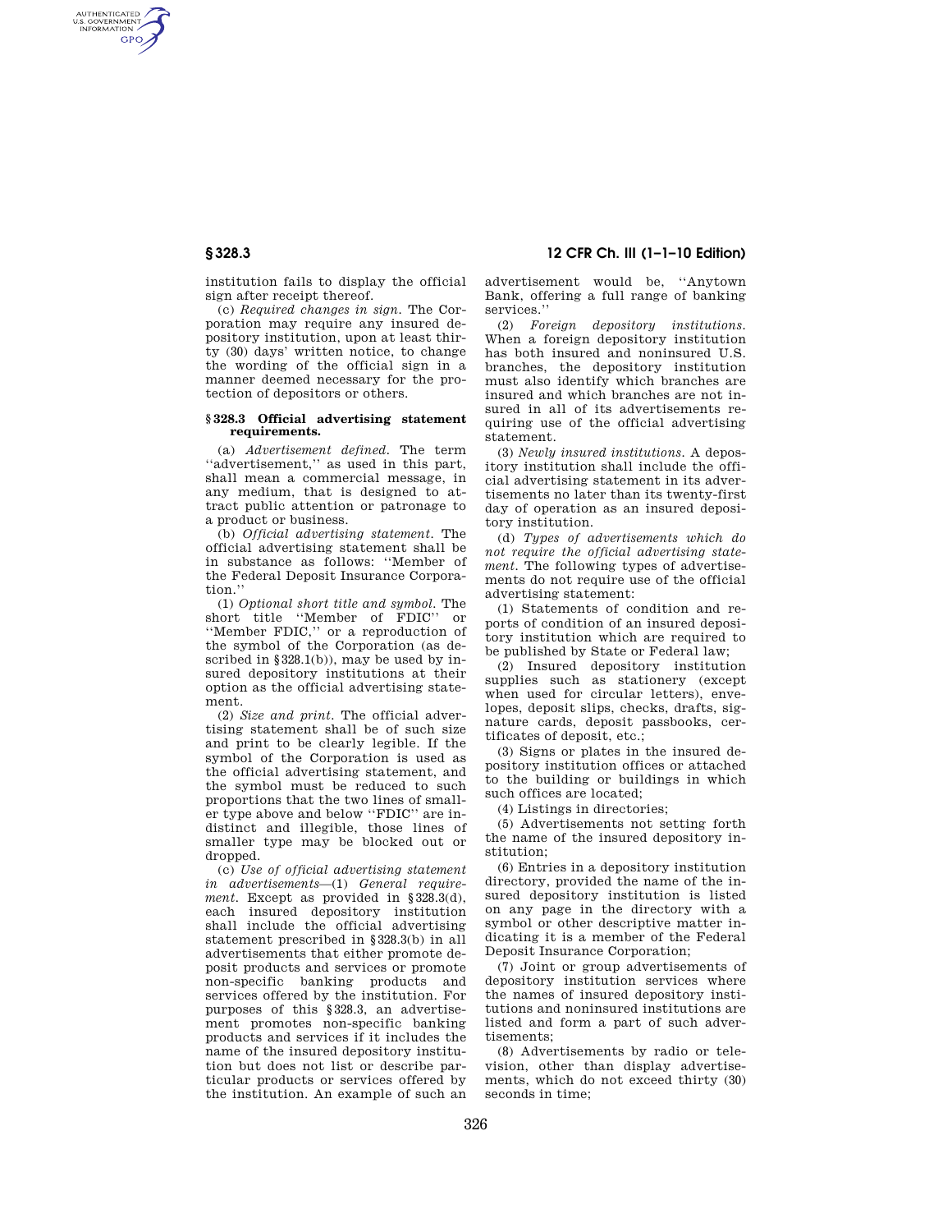institution fails to display the official sign after receipt thereof.

(c) *Required changes in sign.* The Corporation may require any insured depository institution, upon at least thirty (30) days' written notice, to change the wording of the official sign in a manner deemed necessary for the protection of depositors or others.

### § 328.3 Official advertising statement requirements.

(a) *Advertisement defined.* The term "advertisement," as used in this part, shall mean a commercial message, in any medium, that is designed to attract public attention or patronage to a product or business.

(b) *Official advertising statement.* The official advertising statement shall be in substance as follows: "Member of the Federal Deposit Insurance Corporation."

(1) *Optional short title and symbol.* The short title "Member of FDIC" or "Member FDIC," or a reproduction of the symbol of the Corporation (as described in §328.1(b)), may be used by insured depository institutions at their option as the official advertising statement.

(2) *Size and print.* The official advertising statement shall be of such size and print to be clearly legible. If the symbol of the Corporation is used as the official advertising statement, and the symbol must be reduced to such proportions that the two lines of smaller type above and below "FDIC" are indistinct and illegible, those lines of smaller type may be blocked out or dropped.

(c) *Use of official advertising statement in advertisements*—(1) *General requirement.* Except as provided in §328.3(d), each insured depository institution shall include the official advertising statement prescribed in §328.3(b) in all advertisements that either promote deposit products and services or promote non-specific banking products and services offered by the institution. For purposes of this §328.3, an advertisement promotes non-specific banking products and services if it includes the name of the insured depository institution but does not list or describe particular products or services offered by the institution. An example of such an advertisement would be, "Anytown Bank, offering a full range of banking services."

(2) *Foreign depository institutions.* When a foreign depository institution has both insured and noninsured U.S. branches, the depository institution must also identify which branches are insured and which branches are not insured in all of its advertisements requiring use of the official advertising statement.

(3) *Newly insured institutions.* A depository institution shall include the official advertising statement in its advertisements no later than its twenty-first day of operation as an insured depository institution.

(d) *Types of advertisements which do not require the official advertising statement.* The following types of advertisements do not require use of the official advertising statement:

(1) Statements of condition and reports of condition of an insured depository institution which are required to be published by State or Federal law;

(2) Insured depository institution supplies such as stationery (except when used for circular letters), envelopes, deposit slips, checks, drafts, signature cards, deposit passbooks, certificates of deposit, etc.;

(3) Signs or plates in the insured depository institution offices or attached to the building or buildings in which such offices are located;

(4) Listings in directories;

(5) Advertisements not setting forth the name of the insured depository institution;

(6) Entries in a depository institution directory, provided the name of the insured depository institution is listed on any page in the directory with a symbol or other descriptive matter indicating it is a member of the Federal Deposit Insurance Corporation;

(7) Joint or group advertisements of depository institution services where the names of insured depository institutions and noninsured institutions are listed and form a part of such advertisements;

(8) Advertisements by radio or television, other than display advertisements, which do not exceed thirty (30) seconds in time;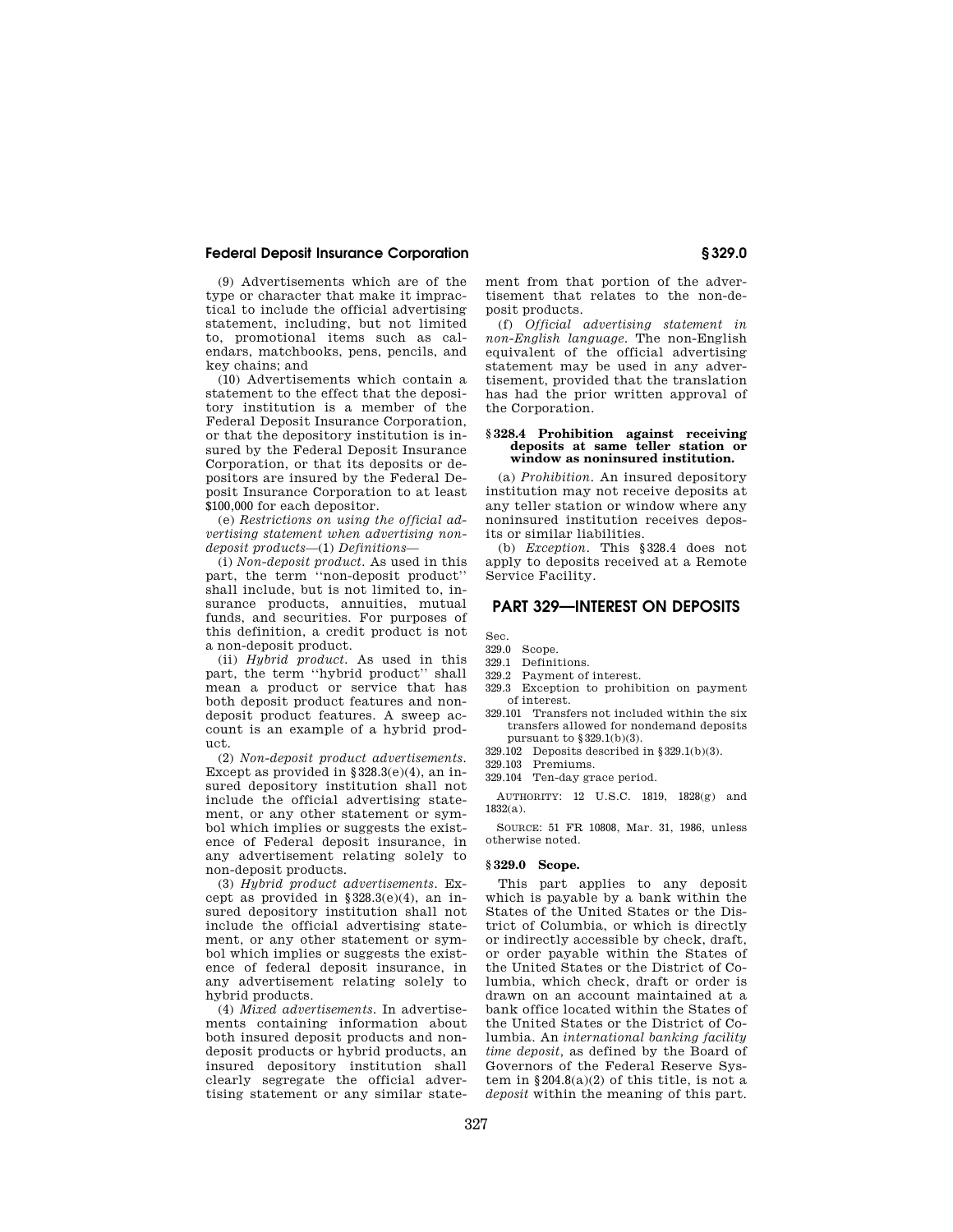(9) Advertisements which are of the type or character that make it impractical to include the official advertising statement, including, but not limited to, promotional items such as calendars, matchbooks, pens, pencils, and key chains; and

(10) Advertisements which contain a statement to the effect that the depository institution is a member of the Federal Deposit Insurance Corporation, or that the depository institution is insured by the Federal Deposit Insurance Corporation, or that its deposits or depositors are insured by the Federal Deposit Insurance Corporation to at least $100,000 for each depositor.

(e) *Restrictions on using the official advertising statement when advertising non-deposit products*—(1) *Definitions*—

(i) *Non-deposit product.* As used in this part, the term "non-deposit product" shall include, but is not limited to, insurance products, annuities, mutual funds, and securities. For purposes of this definition, a credit product is not a non-deposit product.

(ii) *Hybrid product.* As used in this part, the term "hybrid product" shall mean a product or service that has both deposit product features and non-deposit product features. A sweep account is an example of a hybrid product.

(2) *Non-deposit product advertisements.* Except as provided in §328.3(e)(4), an insured depository institution shall not include the official advertising statement, or any other statement or symbol which implies or suggests the existence of Federal deposit insurance, in any advertisement relating solely to non-deposit products.

(3) *Hybrid product advertisements.* Except as provided in §328.3(e)(4), an insured depository institution shall not include the official advertising statement, or any other statement or symbol which implies or suggests the existence of federal deposit insurance, in any advertisement relating solely to hybrid products.

(4) *Mixed advertisements.* In advertisements containing information about both insured deposit products and non-deposit products or hybrid products, an insured depository institution shall clearly segregate the official advertising statement or any similar statement from that portion of the advertisement that relates to the non-deposit products.

(f) *Official advertising statement in non-English language.* The non-English equivalent of the official advertising statement may be used in any advertisement, provided that the translation has had the prior written approval of the Corporation.

### § 328.4 Prohibition against receiving deposits at same teller station or window as noninsured institution.

(a) *Prohibition.* An insured depository institution may not receive deposits at any teller station or window where any noninsured institution receives deposits or similar liabilities.

(b) *Exception.* This §328.4 does not apply to deposits received at a Remote Service Facility.

## PART 329—INTEREST ON DEPOSITS

Sec.
329.0 Scope.
329.1 Definitions.
329.2 Payment of interest.
329.3 Exception to prohibition on payment of interest.
329.101 Transfers not included within the six transfers allowed for nondemand deposits pursuant to §329.1(b)(3).
329.102 Deposits described in §329.1(b)(3).
329.103 Premiums.
329.104 Ten-day grace period.

AUTHORITY: 12 U.S.C. 1819, 1828(g) and 1832(a).

SOURCE: 51 FR 10808, Mar. 31, 1986, unless otherwise noted.

### § 329.0 Scope.

This part applies to any deposit which is payable by a bank within the States of the United States or the District of Columbia, or which is directly or indirectly accessible by check, draft, or order payable within the States of the United States or the District of Columbia, which check, draft or order is drawn on an account maintained at a bank office located within the States of the United States or the District of Columbia. An *international banking facility time deposit*, as defined by the Board of Governors of the Federal Reserve System in §204.8(a)(2) of this title, is not a *deposit* within the meaning of this part.